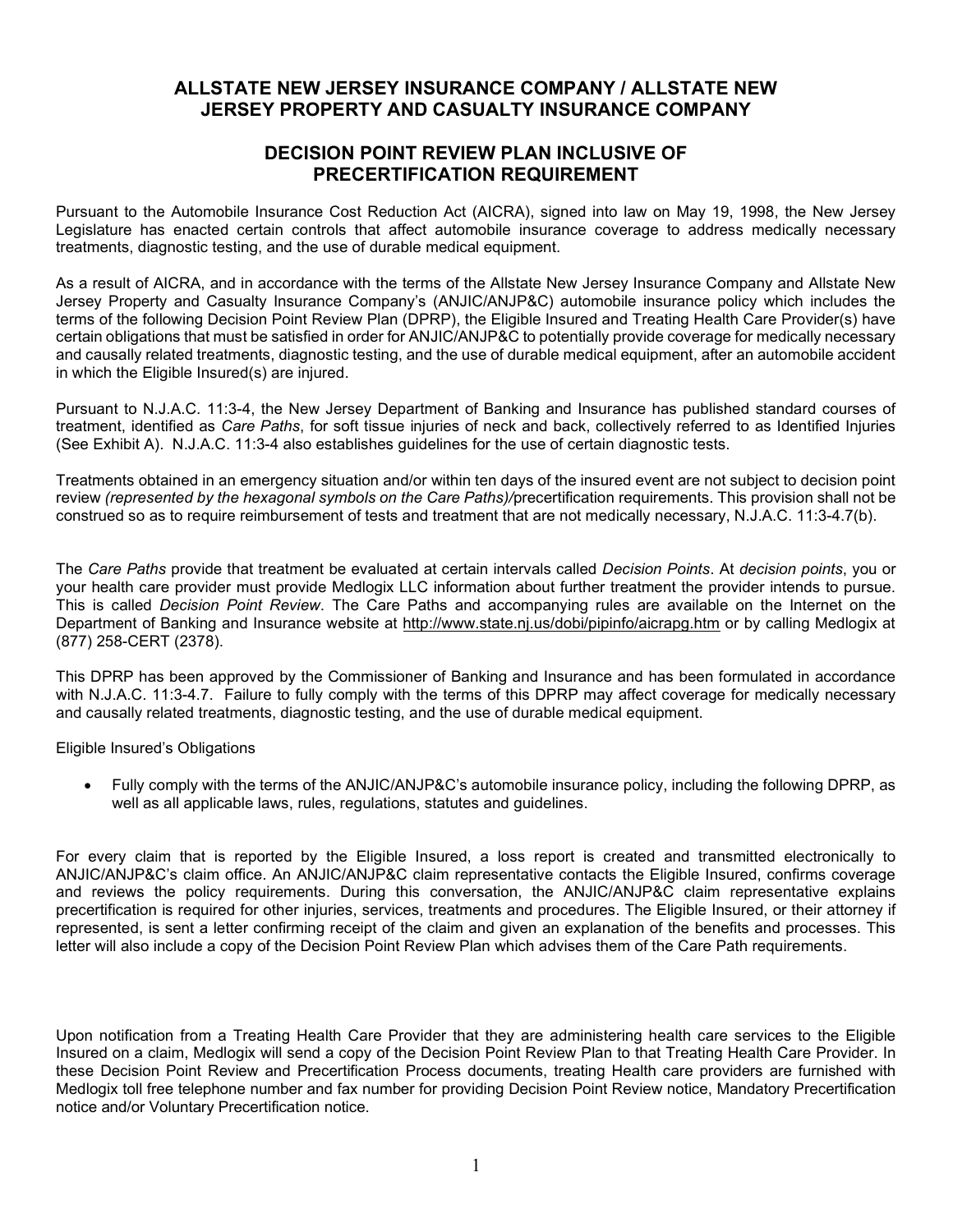# ALLSTATE NEW JERSEY INSURANCE COMPANY / ALLSTATE NEW JERSEY PROPERTY AND CASUALTY INSURANCE COMPANY

## DECISION POINT REVIEW PLAN INCLUSIVE OF PRECERTIFICATION REQUIREMENT

Pursuant to the Automobile Insurance Cost Reduction Act (AICRA), signed into law on May 19, 1998, the New Jersey Legislature has enacted certain controls that affect automobile insurance coverage to address medically necessary treatments, diagnostic testing, and the use of durable medical equipment.

As a result of AICRA, and in accordance with the terms of the Allstate New Jersey Insurance Company and Allstate New Jersey Property and Casualty Insurance Company's (ANJIC/ANJP&C) automobile insurance policy which includes the terms of the following Decision Point Review Plan (DPRP), the Eligible Insured and Treating Health Care Provider(s) have certain obligations that must be satisfied in order for ANJIC/ANJP&C to potentially provide coverage for medically necessary and causally related treatments, diagnostic testing, and the use of durable medical equipment, after an automobile accident in which the Eligible Insured(s) are injured.

Pursuant to N.J.A.C. 11:3-4, the New Jersey Department of Banking and Insurance has published standard courses of treatment, identified as *Care Paths*, for soft tissue injuries of neck and back, collectively referred to as Identified Injuries (See Exhibit A). N.J.A.C. 11:3-4 also establishes guidelines for the use of certain diagnostic tests.

Treatments obtained in an emergency situation and/or within ten days of the insured event are not subject to decision point review *(represented by the hexagonal symbols on the Care Paths)/*precertification requirements. This provision shall not be construed so as to require reimbursement of tests and treatment that are not medically necessary, N.J.A.C. 11:3-4.7(b).

The *Care Paths* provide that treatment be evaluated at certain intervals called *Decision Points*. At *decision points*, you or your health care provider must provide Medlogix LLC information about further treatment the provider intends to pursue. This is called *Decision Point Review*. The Care Paths and accompanying rules are available on the Internet on the Department of Banking and Insurance website at http://www.state.nj.us/dobi/pipinfo/aicrapg.htm or by calling Medlogix at (877) 258-CERT (2378).

This DPRP has been approved by the Commissioner of Banking and Insurance and has been formulated in accordance with N.J.A.C. 11:3-4.7. Failure to fully comply with the terms of this DPRP may affect coverage for medically necessary and causally related treatments, diagnostic testing, and the use of durable medical equipment.

Eligible Insured's Obligations

- Fully comply with the terms of the ANJIC/ANJP&C's automobile insurance policy, including the following DPRP, as well as all applicable laws, rules, regulations, statutes and guidelines.

For every claim that is reported by the Eligible Insured, a loss report is created and transmitted electronically to ANJIC/ANJP&C's claim office. An ANJIC/ANJP&C claim representative contacts the Eligible Insured, confirms coverage and reviews the policy requirements. During this conversation, the ANJIC/ANJP&C claim representative explains precertification is required for other injuries, services, treatments and procedures. The Eligible Insured, or their attorney if represented, is sent a letter confirming receipt of the claim and given an explanation of the benefits and processes. This letter will also include a copy of the Decision Point Review Plan which advises them of the Care Path requirements.

Upon notification from a Treating Health Care Provider that they are administering health care services to the Eligible Insured on a claim, Medlogix will send a copy of the Decision Point Review Plan to that Treating Health Care Provider. In these Decision Point Review and Precertification Process documents, treating Health care providers are furnished with Medlogix toll free telephone number and fax number for providing Decision Point Review notice, Mandatory Precertification notice and/or Voluntary Precertification notice.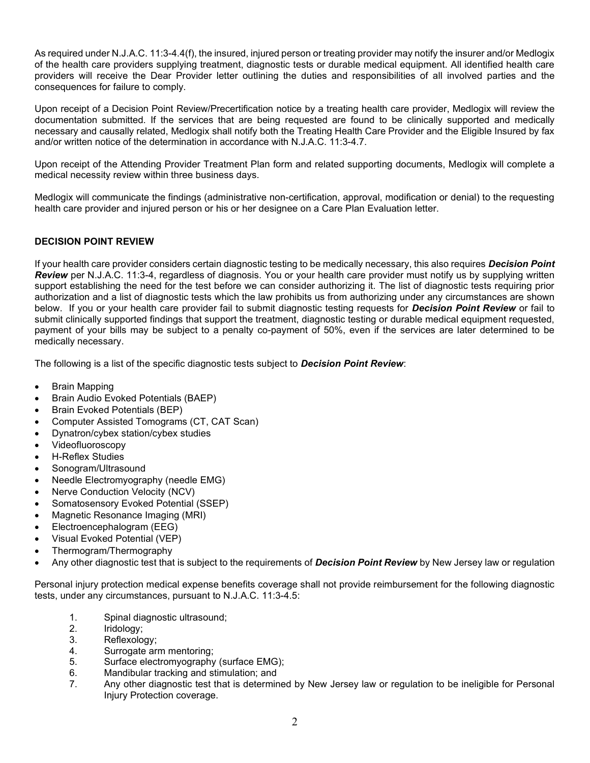As required under N.J.A.C. 11:3-4.4(f), the insured, injured person or treating provider may notify the insurer and/or Medlogix of the health care providers supplying treatment, diagnostic tests or durable medical equipment. All identified health care providers will receive the Dear Provider letter outlining the duties and responsibilities of all involved parties and the consequences for failure to comply.

Upon receipt of a Decision Point Review/Precertification notice by a treating health care provider, Medlogix will review the documentation submitted. If the services that are being requested are found to be clinically supported and medically necessary and causally related, Medlogix shall notify both the Treating Health Care Provider and the Eligible Insured by fax and/or written notice of the determination in accordance with N.J.A.C. 11:3-4.7.

Upon receipt of the Attending Provider Treatment Plan form and related supporting documents, Medlogix will complete a medical necessity review within three business days.

Medlogix will communicate the findings (administrative non-certification, approval, modification or denial) to the requesting health care provider and injured person or his or her designee on a Care Plan Evaluation letter.

**DECISION POINT REVIEW**

If your health care provider considers certain diagnostic testing to be medically necessary, this also requires ***Decision Point Review*** per N.J.A.C. 11:3-4, regardless of diagnosis. You or your health care provider must notify us by supplying written support establishing the need for the test before we can consider authorizing it. The list of diagnostic tests requiring prior authorization and a list of diagnostic tests which the law prohibits us from authorizing under any circumstances are shown below. If you or your health care provider fail to submit diagnostic testing requests for ***Decision Point Review*** or fail to submit clinically supported findings that support the treatment, diagnostic testing or durable medical equipment requested, payment of your bills may be subject to a penalty co-payment of 50%, even if the services are later determined to be medically necessary.

The following is a list of the specific diagnostic tests subject to ***Decision Point Review***:

- Brain Mapping
- Brain Audio Evoked Potentials (BAEP)
- Brain Evoked Potentials (BEP)
- Computer Assisted Tomograms (CT, CAT Scan)
- Dynatron/cybex station/cybex studies
- Videofluoroscopy
- H-Reflex Studies
- Sonogram/Ultrasound
- Needle Electromyography (needle EMG)
- Nerve Conduction Velocity (NCV)
- Somatosensory Evoked Potential (SSEP)
- Magnetic Resonance Imaging (MRI)
- Electroencephalogram (EEG)
- Visual Evoked Potential (VEP)
- Thermogram/Thermography
- Any other diagnostic test that is subject to the requirements of ***Decision Point Review*** by New Jersey law or regulation

Personal injury protection medical expense benefits coverage shall not provide reimbursement for the following diagnostic tests, under any circumstances, pursuant to N.J.A.C. 11:3-4.5:

1. Spinal diagnostic ultrasound;
2. Iridology;
3. Reflexology;
4. Surrogate arm mentoring;
5. Surface electromyography (surface EMG);
6. Mandibular tracking and stimulation; and
7. Any other diagnostic test that is determined by New Jersey law or regulation to be ineligible for Personal Injury Protection coverage.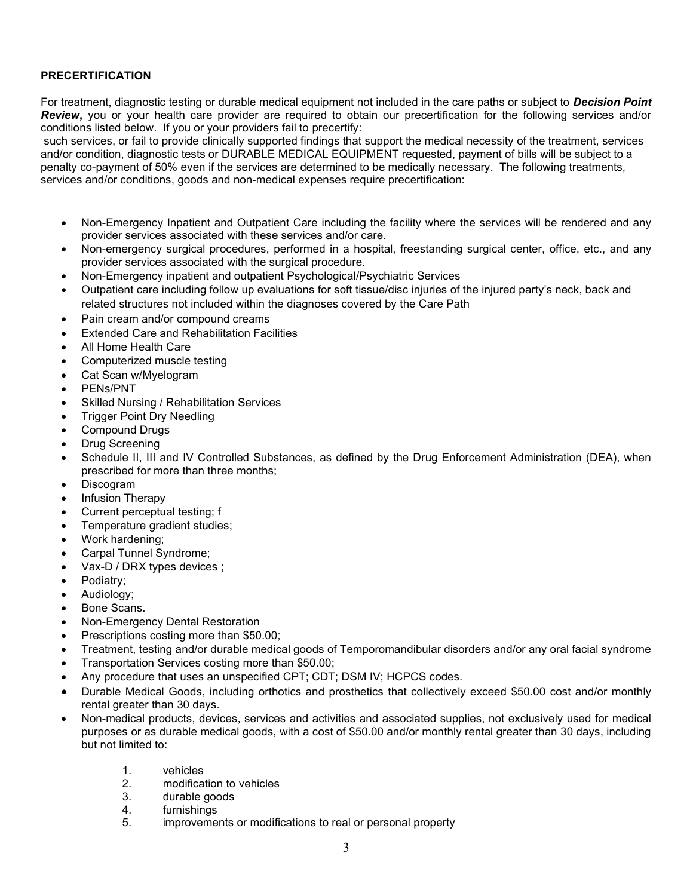**PRECERTIFICATION**

For treatment, diagnostic testing or durable medical equipment not included in the care paths or subject to ***Decision Point Review***, you or your health care provider are required to obtain our precertification for the following services and/or conditions listed below. If you or your providers fail to precertify:

such services, or fail to provide clinically supported findings that support the medical necessity of the treatment, services and/or condition, diagnostic tests or DURABLE MEDICAL EQUIPMENT requested, payment of bills will be subject to a penalty co-payment of 50% even if the services are determined to be medically necessary. The following treatments, services and/or conditions, goods and non-medical expenses require precertification:

- Non-Emergency Inpatient and Outpatient Care including the facility where the services will be rendered and any provider services associated with these services and/or care.
- Non-emergency surgical procedures, performed in a hospital, freestanding surgical center, office, etc., and any provider services associated with the surgical procedure.
- Non-Emergency inpatient and outpatient Psychological/Psychiatric Services
- Outpatient care including follow up evaluations for soft tissue/disc injuries of the injured party's neck, back and related structures not included within the diagnoses covered by the Care Path
- Pain cream and/or compound creams
- Extended Care and Rehabilitation Facilities
- All Home Health Care
- Computerized muscle testing
- Cat Scan w/Myelogram
- PENs/PNT
- Skilled Nursing / Rehabilitation Services
- Trigger Point Dry Needling
- Compound Drugs
- Drug Screening
- Schedule II, III and IV Controlled Substances, as defined by the Drug Enforcement Administration (DEA), when prescribed for more than three months;
- Discogram
- Infusion Therapy
- Current perceptual testing; f
- Temperature gradient studies;
- Work hardening;
- Carpal Tunnel Syndrome;
- Vax-D / DRX types devices ;
- Podiatry;
- Audiology;
- Bone Scans.
- Non-Emergency Dental Restoration
- Prescriptions costing more than $50.00;
- Treatment, testing and/or durable medical goods of Temporomandibular disorders and/or any oral facial syndrome
- Transportation Services costing more than $50.00;
- Any procedure that uses an unspecified CPT; CDT; DSM IV; HCPCS codes.
- Durable Medical Goods, including orthotics and prosthetics that collectively exceed $50.00 cost and/or monthly rental greater than 30 days.
- Non-medical products, devices, services and activities and associated supplies, not exclusively used for medical purposes or as durable medical goods, with a cost of $50.00 and/or monthly rental greater than 30 days, including but not limited to:

    1. vehicles
    2. modification to vehicles
    3. durable goods
    4. furnishings
    5. improvements or modifications to real or personal property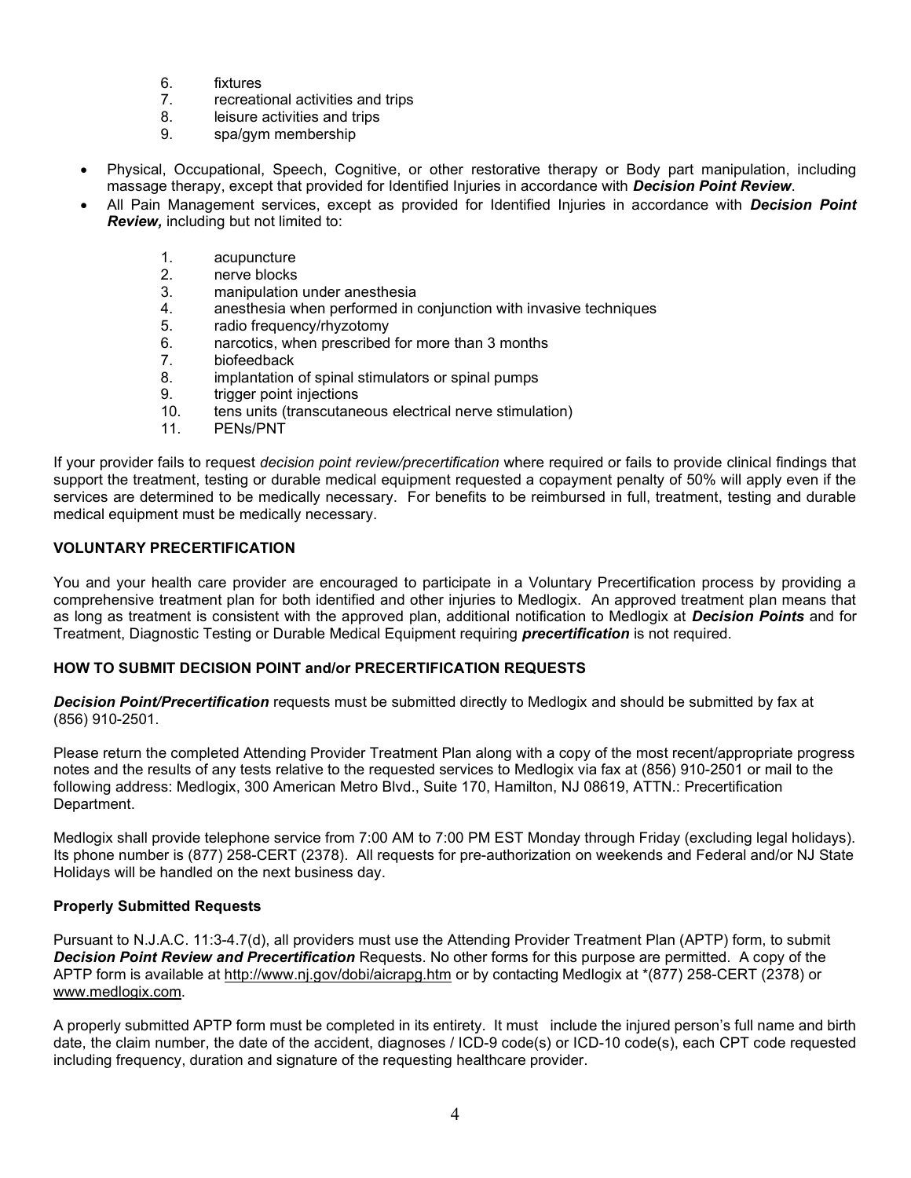6. fixtures
7. recreational activities and trips
8. leisure activities and trips
9. spa/gym membership

- Physical, Occupational, Speech, Cognitive, or other restorative therapy or Body part manipulation, including massage therapy, except that provided for Identified Injuries in accordance with ***Decision Point Review***.
- All Pain Management services, except as provided for Identified Injuries in accordance with ***Decision Point Review,*** including but not limited to:

  1. acupuncture
  2. nerve blocks
  3. manipulation under anesthesia
  4. anesthesia when performed in conjunction with invasive techniques
  5. radio frequency/rhyzotomy
  6. narcotics, when prescribed for more than 3 months
  7. biofeedback
  8. implantation of spinal stimulators or spinal pumps
  9. trigger point injections
  10. tens units (transcutaneous electrical nerve stimulation)
  11. PENs/PNT

If your provider fails to request *decision point review/precertification* where required or fails to provide clinical findings that support the treatment, testing or durable medical equipment requested a copayment penalty of 50% will apply even if the services are determined to be medically necessary. For benefits to be reimbursed in full, treatment, testing and durable medical equipment must be medically necessary.

**VOLUNTARY PRECERTIFICATION**

You and your health care provider are encouraged to participate in a Voluntary Precertification process by providing a comprehensive treatment plan for both identified and other injuries to Medlogix. An approved treatment plan means that as long as treatment is consistent with the approved plan, additional notification to Medlogix at ***Decision Points*** and for Treatment, Diagnostic Testing or Durable Medical Equipment requiring ***precertification*** is not required.

**HOW TO SUBMIT DECISION POINT and/or PRECERTIFICATION REQUESTS**

***Decision Point/Precertification*** requests must be submitted directly to Medlogix and should be submitted by fax at (856) 910-2501.

Please return the completed Attending Provider Treatment Plan along with a copy of the most recent/appropriate progress notes and the results of any tests relative to the requested services to Medlogix via fax at (856) 910-2501 or mail to the following address: Medlogix, 300 American Metro Blvd., Suite 170, Hamilton, NJ 08619, ATTN.: Precertification Department.

Medlogix shall provide telephone service from 7:00 AM to 7:00 PM EST Monday through Friday (excluding legal holidays). Its phone number is (877) 258-CERT (2378). All requests for pre-authorization on weekends and Federal and/or NJ State Holidays will be handled on the next business day.

**Properly Submitted Requests**

Pursuant to N.J.A.C. 11:3-4.7(d), all providers must use the Attending Provider Treatment Plan (APTP) form, to submit ***Decision Point Review and Precertification*** Requests. No other forms for this purpose are permitted. A copy of the APTP form is available at http://www.nj.gov/dobi/aicrapg.htm or by contacting Medlogix at *(877) 258-CERT (2378) or www.medlogix.com.

A properly submitted APTP form must be completed in its entirety. It must include the injured person's full name and birth date, the claim number, the date of the accident, diagnoses / ICD-9 code(s) or ICD-10 code(s), each CPT code requested including frequency, duration and signature of the requesting healthcare provider.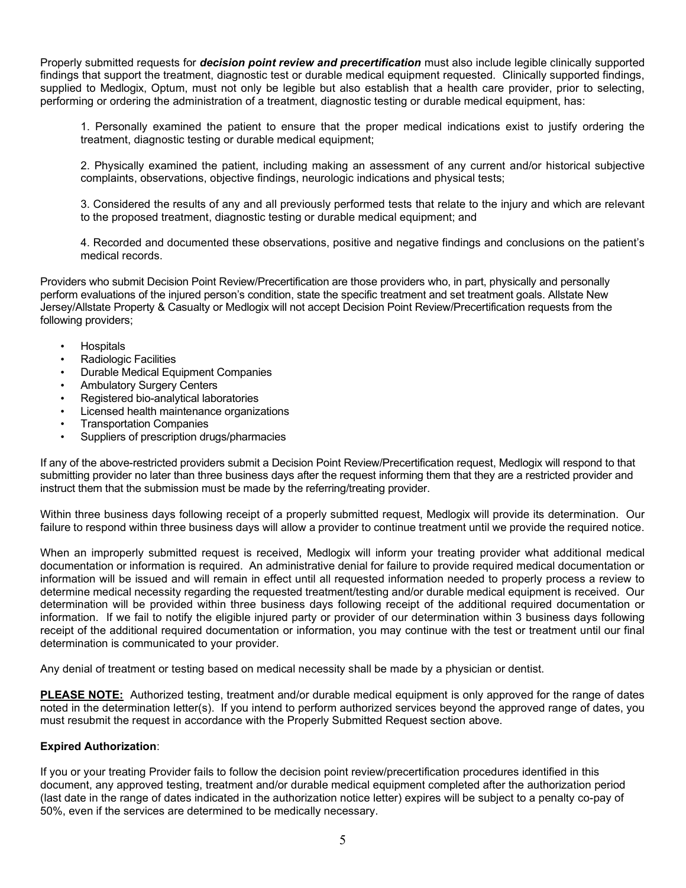Properly submitted requests for ***decision point review and precertification*** must also include legible clinically supported findings that support the treatment, diagnostic test or durable medical equipment requested. Clinically supported findings, supplied to Medlogix, Optum, must not only be legible but also establish that a health care provider, prior to selecting, performing or ordering the administration of a treatment, diagnostic testing or durable medical equipment, has:

1. Personally examined the patient to ensure that the proper medical indications exist to justify ordering the treatment, diagnostic testing or durable medical equipment;

2. Physically examined the patient, including making an assessment of any current and/or historical subjective complaints, observations, objective findings, neurologic indications and physical tests;

3. Considered the results of any and all previously performed tests that relate to the injury and which are relevant to the proposed treatment, diagnostic testing or durable medical equipment; and

4. Recorded and documented these observations, positive and negative findings and conclusions on the patient's medical records.

Providers who submit Decision Point Review/Precertification are those providers who, in part, physically and personally perform evaluations of the injured person's condition, state the specific treatment and set treatment goals. Allstate New Jersey/Allstate Property & Casualty or Medlogix will not accept Decision Point Review/Precertification requests from the following providers;

- Hospitals
- Radiologic Facilities
- Durable Medical Equipment Companies
- Ambulatory Surgery Centers
- Registered bio-analytical laboratories
- Licensed health maintenance organizations
- Transportation Companies
- Suppliers of prescription drugs/pharmacies

If any of the above-restricted providers submit a Decision Point Review/Precertification request, Medlogix will respond to that submitting provider no later than three business days after the request informing them that they are a restricted provider and instruct them that the submission must be made by the referring/treating provider.

Within three business days following receipt of a properly submitted request, Medlogix will provide its determination. Our failure to respond within three business days will allow a provider to continue treatment until we provide the required notice.

When an improperly submitted request is received, Medlogix will inform your treating provider what additional medical documentation or information is required. An administrative denial for failure to provide required medical documentation or information will be issued and will remain in effect until all requested information needed to properly process a review to determine medical necessity regarding the requested treatment/testing and/or durable medical equipment is received. Our determination will be provided within three business days following receipt of the additional required documentation or information. If we fail to notify the eligible injured party or provider of our determination within 3 business days following receipt of the additional required documentation or information, you may continue with the test or treatment until our final determination is communicated to your provider.

Any denial of treatment or testing based on medical necessity shall be made by a physician or dentist.

**PLEASE NOTE:** Authorized testing, treatment and/or durable medical equipment is only approved for the range of dates noted in the determination letter(s). If you intend to perform authorized services beyond the approved range of dates, you must resubmit the request in accordance with the Properly Submitted Request section above.

**Expired Authorization**:

If you or your treating Provider fails to follow the decision point review/precertification procedures identified in this document, any approved testing, treatment and/or durable medical equipment completed after the authorization period (last date in the range of dates indicated in the authorization notice letter) expires will be subject to a penalty co-pay of 50%, even if the services are determined to be medically necessary.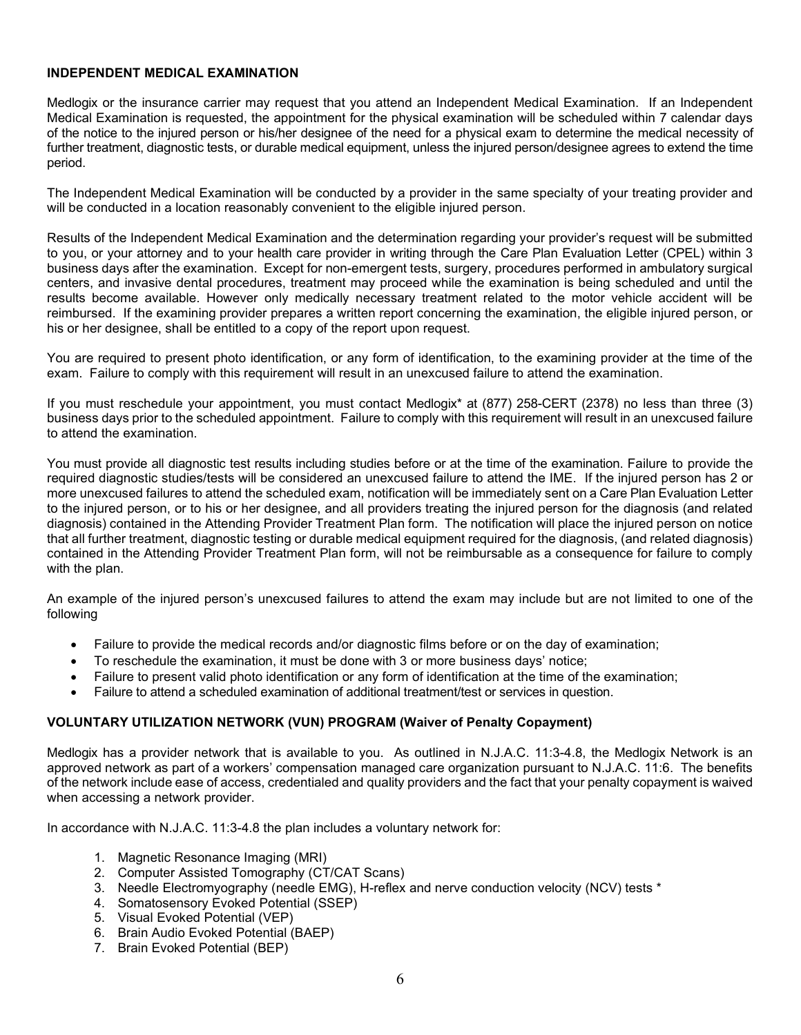**INDEPENDENT MEDICAL EXAMINATION**

Medlogix or the insurance carrier may request that you attend an Independent Medical Examination. If an Independent Medical Examination is requested, the appointment for the physical examination will be scheduled within 7 calendar days of the notice to the injured person or his/her designee of the need for a physical exam to determine the medical necessity of further treatment, diagnostic tests, or durable medical equipment, unless the injured person/designee agrees to extend the time period.

The Independent Medical Examination will be conducted by a provider in the same specialty of your treating provider and will be conducted in a location reasonably convenient to the eligible injured person.

Results of the Independent Medical Examination and the determination regarding your provider's request will be submitted to you, or your attorney and to your health care provider in writing through the Care Plan Evaluation Letter (CPEL) within 3 business days after the examination. Except for non-emergent tests, surgery, procedures performed in ambulatory surgical centers, and invasive dental procedures, treatment may proceed while the examination is being scheduled and until the results become available. However only medically necessary treatment related to the motor vehicle accident will be reimbursed. If the examining provider prepares a written report concerning the examination, the eligible injured person, or his or her designee, shall be entitled to a copy of the report upon request.

You are required to present photo identification, or any form of identification, to the examining provider at the time of the exam. Failure to comply with this requirement will result in an unexcused failure to attend the examination.

If you must reschedule your appointment, you must contact Medlogix* at (877) 258-CERT (2378) no less than three (3) business days prior to the scheduled appointment. Failure to comply with this requirement will result in an unexcused failure to attend the examination.

You must provide all diagnostic test results including studies before or at the time of the examination. Failure to provide the required diagnostic studies/tests will be considered an unexcused failure to attend the IME. If the injured person has 2 or more unexcused failures to attend the scheduled exam, notification will be immediately sent on a Care Plan Evaluation Letter to the injured person, or to his or her designee, and all providers treating the injured person for the diagnosis (and related diagnosis) contained in the Attending Provider Treatment Plan form. The notification will place the injured person on notice that all further treatment, diagnostic testing or durable medical equipment required for the diagnosis, (and related diagnosis) contained in the Attending Provider Treatment Plan form, will not be reimbursable as a consequence for failure to comply with the plan.

An example of the injured person's unexcused failures to attend the exam may include but are not limited to one of the following

- Failure to provide the medical records and/or diagnostic films before or on the day of examination;
- To reschedule the examination, it must be done with 3 or more business days' notice;
- Failure to present valid photo identification or any form of identification at the time of the examination;
- Failure to attend a scheduled examination of additional treatment/test or services in question.

**VOLUNTARY UTILIZATION NETWORK (VUN) PROGRAM (Waiver of Penalty Copayment)**

Medlogix has a provider network that is available to you. As outlined in N.J.A.C. 11:3-4.8, the Medlogix Network is an approved network as part of a workers' compensation managed care organization pursuant to N.J.A.C. 11:6. The benefits of the network include ease of access, credentialed and quality providers and the fact that your penalty copayment is waived when accessing a network provider.

In accordance with N.J.A.C. 11:3-4.8 the plan includes a voluntary network for:

1. Magnetic Resonance Imaging (MRI)
2. Computer Assisted Tomography (CT/CAT Scans)
3. Needle Electromyography (needle EMG), H-reflex and nerve conduction velocity (NCV) tests *
4. Somatosensory Evoked Potential (SSEP)
5. Visual Evoked Potential (VEP)
6. Brain Audio Evoked Potential (BAEP)
7. Brain Evoked Potential (BEP)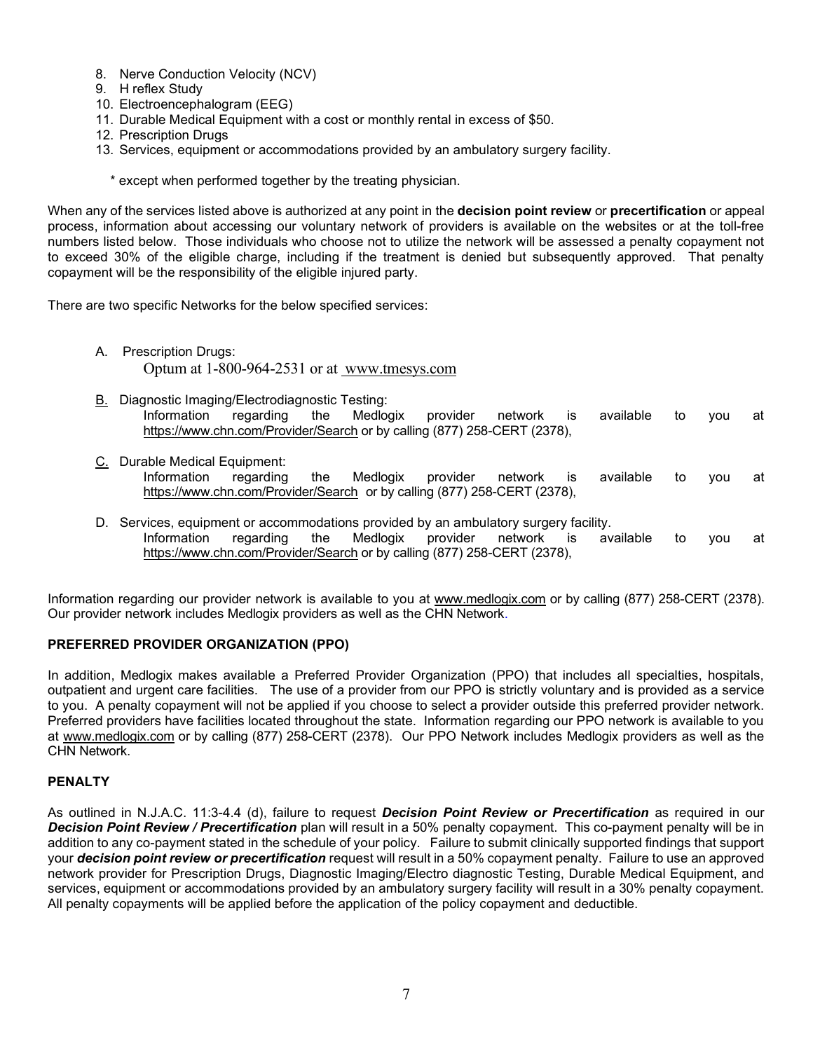8. Nerve Conduction Velocity (NCV)
9. H reflex Study
10. Electroencephalogram (EEG)
11. Durable Medical Equipment with a cost or monthly rental in excess of $50.
12. Prescription Drugs
13. Services, equipment or accommodations provided by an ambulatory surgery facility.

\* except when performed together by the treating physician.

When any of the services listed above is authorized at any point in the **decision point review** or **precertification** or appeal process, information about accessing our voluntary network of providers is available on the websites or at the toll-free numbers listed below. Those individuals who choose not to utilize the network will be assessed a penalty copayment not to exceed 30% of the eligible charge, including if the treatment is denied but subsequently approved. That penalty copayment will be the responsibility of the eligible injured party.

There are two specific Networks for the below specified services:

A. Prescription Drugs:
   Optum at 1-800-964-2531 or at www.tmesys.com

B. Diagnostic Imaging/Electrodiagnostic Testing:
   Information regarding the Medlogix provider network is available to you at https://www.chn.com/Provider/Search or by calling (877) 258-CERT (2378),

C. Durable Medical Equipment:
   Information regarding the Medlogix provider network is available to you at https://www.chn.com/Provider/Search or by calling (877) 258-CERT (2378),

D. Services, equipment or accommodations provided by an ambulatory surgery facility.
   Information regarding the Medlogix provider network is available to you at https://www.chn.com/Provider/Search or by calling (877) 258-CERT (2378),

Information regarding our provider network is available to you at www.medlogix.com or by calling (877) 258-CERT (2378). Our provider network includes Medlogix providers as well as the CHN Network.

**PREFERRED PROVIDER ORGANIZATION (PPO)**

In addition, Medlogix makes available a Preferred Provider Organization (PPO) that includes all specialties, hospitals, outpatient and urgent care facilities. The use of a provider from our PPO is strictly voluntary and is provided as a service to you. A penalty copayment will not be applied if you choose to select a provider outside this preferred provider network. Preferred providers have facilities located throughout the state. Information regarding our PPO network is available to you at www.medlogix.com or by calling (877) 258-CERT (2378). Our PPO Network includes Medlogix providers as well as the CHN Network.

**PENALTY**

As outlined in N.J.A.C. 11:3-4.4 (d), failure to request ***Decision Point Review or Precertification*** as required in our ***Decision Point Review / Precertification*** plan will result in a 50% penalty copayment. This co-payment penalty will be in addition to any co-payment stated in the schedule of your policy. Failure to submit clinically supported findings that support your ***decision point review or precertification*** request will result in a 50% copayment penalty. Failure to use an approved network provider for Prescription Drugs, Diagnostic Imaging/Electro diagnostic Testing, Durable Medical Equipment, and services, equipment or accommodations provided by an ambulatory surgery facility will result in a 30% penalty copayment. All penalty copayments will be applied before the application of the policy copayment and deductible.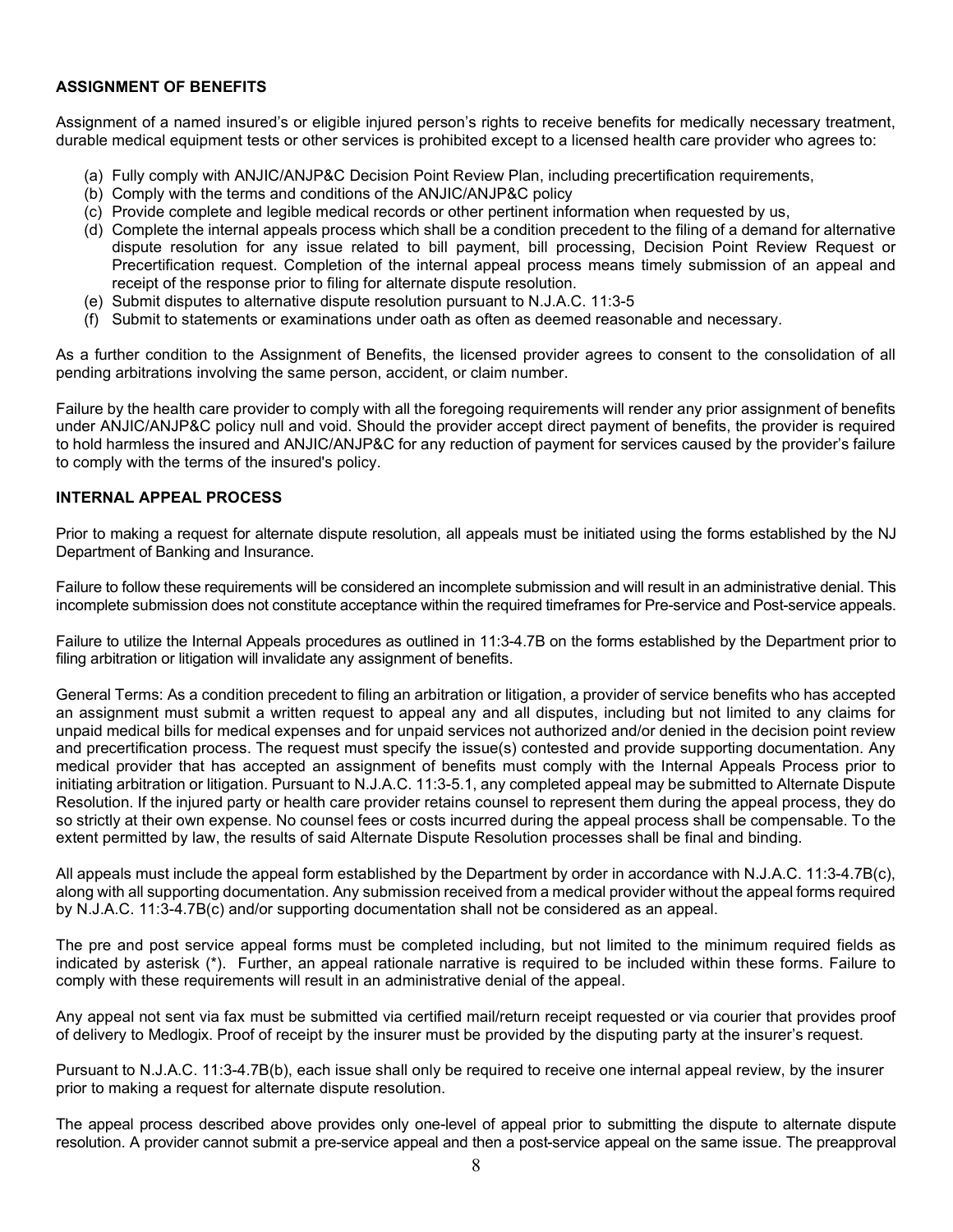**ASSIGNMENT OF BENEFITS**

Assignment of a named insured's or eligible injured person's rights to receive benefits for medically necessary treatment, durable medical equipment tests or other services is prohibited except to a licensed health care provider who agrees to:

(a) Fully comply with ANJIC/ANJP&C Decision Point Review Plan, including precertification requirements,
(b) Comply with the terms and conditions of the ANJIC/ANJP&C policy
(c) Provide complete and legible medical records or other pertinent information when requested by us,
(d) Complete the internal appeals process which shall be a condition precedent to the filing of a demand for alternative dispute resolution for any issue related to bill payment, bill processing, Decision Point Review Request or Precertification request. Completion of the internal appeal process means timely submission of an appeal and receipt of the response prior to filing for alternate dispute resolution.
(e) Submit disputes to alternative dispute resolution pursuant to N.J.A.C. 11:3-5
(f) Submit to statements or examinations under oath as often as deemed reasonable and necessary.

As a further condition to the Assignment of Benefits, the licensed provider agrees to consent to the consolidation of all pending arbitrations involving the same person, accident, or claim number.

Failure by the health care provider to comply with all the foregoing requirements will render any prior assignment of benefits under ANJIC/ANJP&C policy null and void. Should the provider accept direct payment of benefits, the provider is required to hold harmless the insured and ANJIC/ANJP&C for any reduction of payment for services caused by the provider's failure to comply with the terms of the insured's policy.

**INTERNAL APPEAL PROCESS**

Prior to making a request for alternate dispute resolution, all appeals must be initiated using the forms established by the NJ Department of Banking and Insurance.

Failure to follow these requirements will be considered an incomplete submission and will result in an administrative denial. This incomplete submission does not constitute acceptance within the required timeframes for Pre-service and Post-service appeals.

Failure to utilize the Internal Appeals procedures as outlined in 11:3-4.7B on the forms established by the Department prior to filing arbitration or litigation will invalidate any assignment of benefits.

General Terms: As a condition precedent to filing an arbitration or litigation, a provider of service benefits who has accepted an assignment must submit a written request to appeal any and all disputes, including but not limited to any claims for unpaid medical bills for medical expenses and for unpaid services not authorized and/or denied in the decision point review and precertification process. The request must specify the issue(s) contested and provide supporting documentation. Any medical provider that has accepted an assignment of benefits must comply with the Internal Appeals Process prior to initiating arbitration or litigation. Pursuant to N.J.A.C. 11:3-5.1, any completed appeal may be submitted to Alternate Dispute Resolution. If the injured party or health care provider retains counsel to represent them during the appeal process, they do so strictly at their own expense. No counsel fees or costs incurred during the appeal process shall be compensable. To the extent permitted by law, the results of said Alternate Dispute Resolution processes shall be final and binding.

All appeals must include the appeal form established by the Department by order in accordance with N.J.A.C. 11:3-4.7B(c), along with all supporting documentation. Any submission received from a medical provider without the appeal forms required by N.J.A.C. 11:3-4.7B(c) and/or supporting documentation shall not be considered as an appeal.

The pre and post service appeal forms must be completed including, but not limited to the minimum required fields as indicated by asterisk (*). Further, an appeal rationale narrative is required to be included within these forms. Failure to comply with these requirements will result in an administrative denial of the appeal.

Any appeal not sent via fax must be submitted via certified mail/return receipt requested or via courier that provides proof of delivery to Medlogix. Proof of receipt by the insurer must be provided by the disputing party at the insurer's request.

Pursuant to N.J.A.C. 11:3-4.7B(b), each issue shall only be required to receive one internal appeal review, by the insurer prior to making a request for alternate dispute resolution.

The appeal process described above provides only one-level of appeal prior to submitting the dispute to alternate dispute resolution. A provider cannot submit a pre-service appeal and then a post-service appeal on the same issue. The preapproval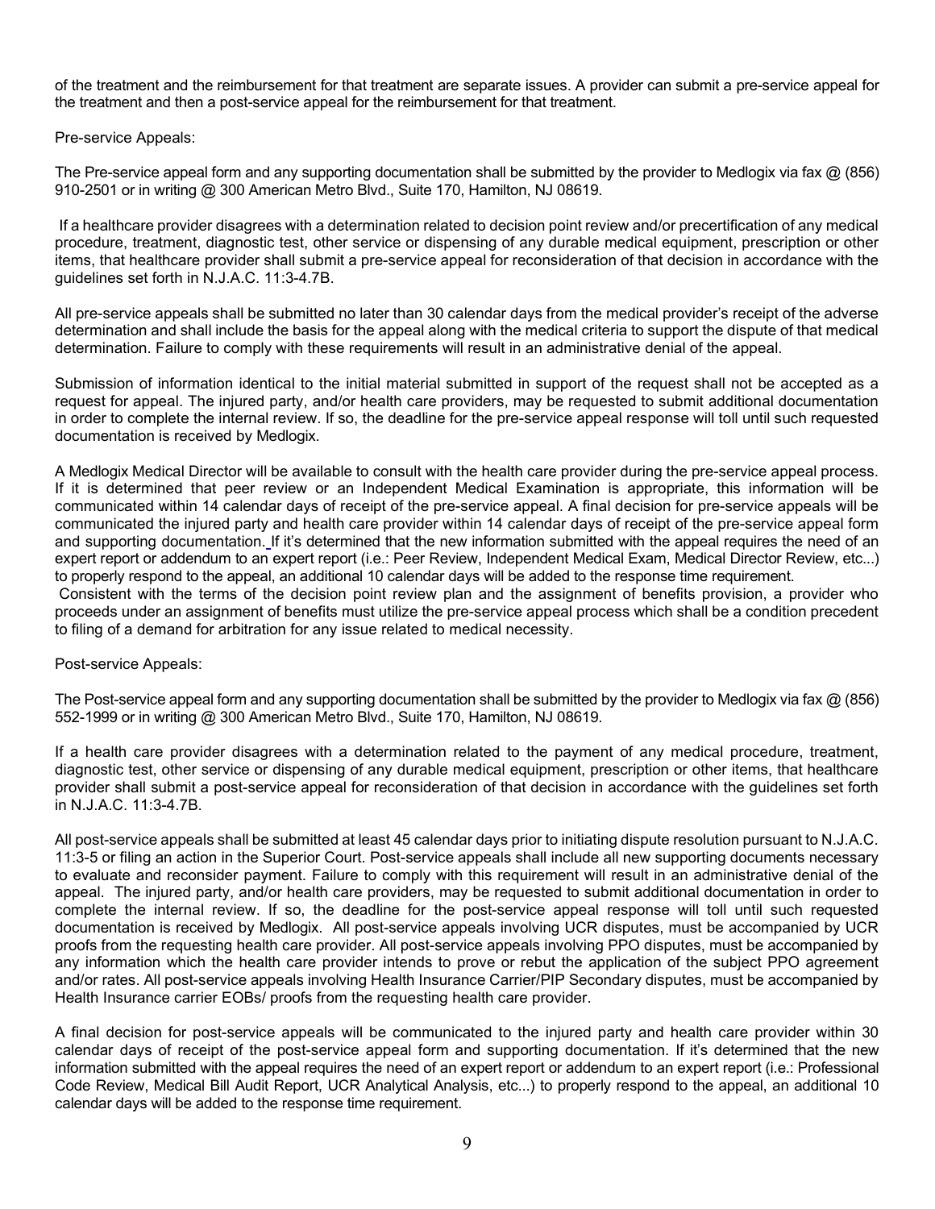of the treatment and the reimbursement for that treatment are separate issues. A provider can submit a pre-service appeal for the treatment and then a post-service appeal for the reimbursement for that treatment.

Pre-service Appeals:

The Pre-service appeal form and any supporting documentation shall be submitted by the provider to Medlogix via fax @ (856) 910-2501 or in writing @ 300 American Metro Blvd., Suite 170, Hamilton, NJ 08619.

If a healthcare provider disagrees with a determination related to decision point review and/or precertification of any medical procedure, treatment, diagnostic test, other service or dispensing of any durable medical equipment, prescription or other items, that healthcare provider shall submit a pre-service appeal for reconsideration of that decision in accordance with the guidelines set forth in N.J.A.C. 11:3-4.7B.

All pre-service appeals shall be submitted no later than 30 calendar days from the medical provider's receipt of the adverse determination and shall include the basis for the appeal along with the medical criteria to support the dispute of that medical determination. Failure to comply with these requirements will result in an administrative denial of the appeal.

Submission of information identical to the initial material submitted in support of the request shall not be accepted as a request for appeal. The injured party, and/or health care providers, may be requested to submit additional documentation in order to complete the internal review. If so, the deadline for the pre-service appeal response will toll until such requested documentation is received by Medlogix.

A Medlogix Medical Director will be available to consult with the health care provider during the pre-service appeal process. If it is determined that peer review or an Independent Medical Examination is appropriate, this information will be communicated within 14 calendar days of receipt of the pre-service appeal. A final decision for pre-service appeals will be communicated to the injured party and health care provider within 14 calendar days of receipt of the pre-service appeal form and supporting documentation. If it's determined that the new information submitted with the appeal requires the need of an expert report or addendum to an expert report (i.e.: Peer Review, Independent Medical Exam, Medical Director Review, etc...) to properly respond to the appeal, an additional 10 calendar days will be added to the response time requirement.

Consistent with the terms of the decision point review plan and the assignment of benefits provision, a provider who proceeds under an assignment of benefits must utilize the pre-service appeal process which shall be a condition precedent to filing of a demand for arbitration for any issue related to medical necessity.

Post-service Appeals:

The Post-service appeal form and any supporting documentation shall be submitted by the provider to Medlogix via fax @ (856) 552-1999 or in writing @ 300 American Metro Blvd., Suite 170, Hamilton, NJ 08619.

If a health care provider disagrees with a determination related to the payment of any medical procedure, treatment, diagnostic test, other service or dispensing of any durable medical equipment, prescription or other items, that healthcare provider shall submit a post-service appeal for reconsideration of that decision in accordance with the guidelines set forth in N.J.A.C. 11:3-4.7B.

All post-service appeals shall be submitted at least 45 calendar days prior to initiating dispute resolution pursuant to N.J.A.C. 11:3-5 or filing an action in the Superior Court. Post-service appeals shall include all new supporting documents necessary to evaluate and reconsider payment. Failure to comply with this requirement will result in an administrative denial of the appeal. The injured party, and/or health care providers, may be requested to submit additional documentation in order to complete the internal review. If so, the deadline for the post-service appeal response will toll until such requested documentation is received by Medlogix. All post-service appeals involving UCR disputes, must be accompanied by UCR proofs from the requesting health care provider. All post-service appeals involving PPO disputes, must be accompanied by any information which the health care provider intends to prove or rebut the application of the subject PPO agreement and/or rates. All post-service appeals involving Health Insurance Carrier/PIP Secondary disputes, must be accompanied by Health Insurance carrier EOBs/ proofs from the requesting health care provider.

A final decision for post-service appeals will be communicated to the injured party and health care provider within 30 calendar days of receipt of the post-service appeal form and supporting documentation. If it's determined that the new information submitted with the appeal requires the need of an expert report or addendum to an expert report (i.e.: Professional Code Review, Medical Bill Audit Report, UCR Analytical Analysis, etc...) to properly respond to the appeal, an additional 10 calendar days will be added to the response time requirement.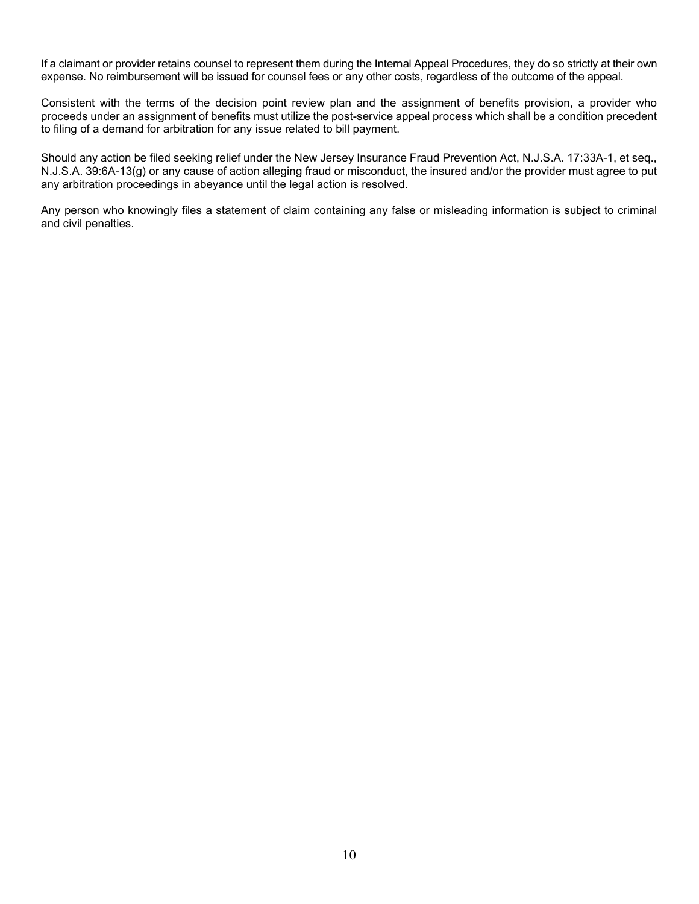If a claimant or provider retains counsel to represent them during the Internal Appeal Procedures, they do so strictly at their own expense. No reimbursement will be issued for counsel fees or any other costs, regardless of the outcome of the appeal.

Consistent with the terms of the decision point review plan and the assignment of benefits provision, a provider who proceeds under an assignment of benefits must utilize the post-service appeal process which shall be a condition precedent to filing of a demand for arbitration for any issue related to bill payment.

Should any action be filed seeking relief under the New Jersey Insurance Fraud Prevention Act, N.J.S.A. 17:33A-1, et seq., N.J.S.A. 39:6A-13(g) or any cause of action alleging fraud or misconduct, the insured and/or the provider must agree to put any arbitration proceedings in abeyance until the legal action is resolved.

Any person who knowingly files a statement of claim containing any false or misleading information is subject to criminal and civil penalties.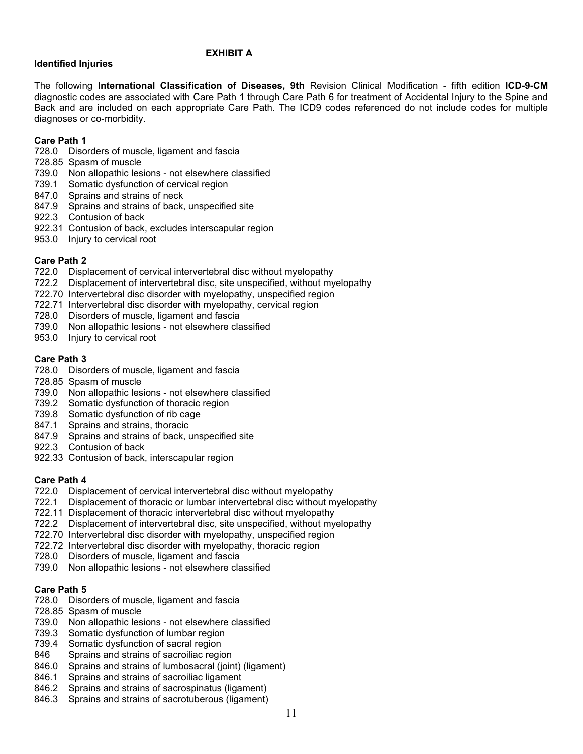# EXHIBIT A

**Identified Injuries**

The following **International Classification of Diseases, 9th** Revision Clinical Modification - fifth edition **ICD-9-CM** diagnostic codes are associated with Care Path 1 through Care Path 6 for treatment of Accidental Injury to the Spine and Back and are included on each appropriate Care Path. The ICD9 codes referenced do not include codes for multiple diagnoses or co-morbidity.

**Care Path 1**

728.0 Disorders of muscle, ligament and fascia
728.85 Spasm of muscle
739.0 Non allopathic lesions - not elsewhere classified
739.1 Somatic dysfunction of cervical region
847.0 Sprains and strains of neck
847.9 Sprains and strains of back, unspecified site
922.3 Contusion of back
922.31 Contusion of back, excludes interscapular region
953.0 Injury to cervical root

**Care Path 2**

722.0 Displacement of cervical intervertebral disc without myelopathy
722.2 Displacement of intervertebral disc, site unspecified, without myelopathy
722.70 Intervertebral disc disorder with myelopathy, unspecified region
722.71 Intervertebral disc disorder with myelopathy, cervical region
728.0 Disorders of muscle, ligament and fascia
739.0 Non allopathic lesions - not elsewhere classified
953.0 Injury to cervical root

**Care Path 3**

728.0 Disorders of muscle, ligament and fascia
728.85 Spasm of muscle
739.0 Non allopathic lesions - not elsewhere classified
739.2 Somatic dysfunction of thoracic region
739.8 Somatic dysfunction of rib cage
847.1 Sprains and strains, thoracic
847.9 Sprains and strains of back, unspecified site
922.3 Contusion of back
922.33 Contusion of back, interscapular region

**Care Path 4**

722.0 Displacement of cervical intervertebral disc without myelopathy
722.1 Displacement of thoracic or lumbar intervertebral disc without myelopathy
722.11 Displacement of thoracic intervertebral disc without myelopathy
722.2 Displacement of intervertebral disc, site unspecified, without myelopathy
722.70 Intervertebral disc disorder with myelopathy, unspecified region
722.72 Intervertebral disc disorder with myelopathy, thoracic region
728.0 Disorders of muscle, ligament and fascia
739.0 Non allopathic lesions - not elsewhere classified

**Care Path 5**

728.0 Disorders of muscle, ligament and fascia
728.85 Spasm of muscle
739.0 Non allopathic lesions - not elsewhere classified
739.3 Somatic dysfunction of lumbar region
739.4 Somatic dysfunction of sacral region
846 Sprains and strains of sacroiliac region
846.0 Sprains and strains of lumbosacral (joint) (ligament)
846.1 Sprains and strains of sacroiliac ligament
846.2 Sprains and strains of sacrospinatus (ligament)
846.3 Sprains and strains of sacrotuberous (ligament)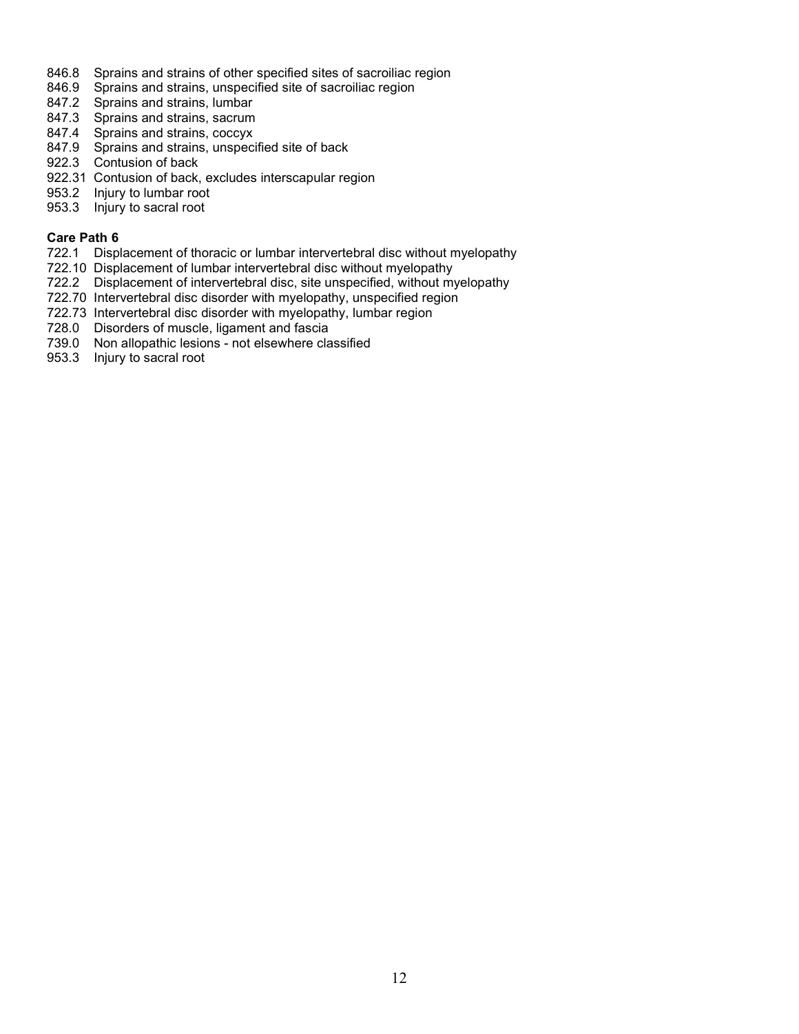846.8 Sprains and strains of other specified sites of sacroiliac region
846.9 Sprains and strains, unspecified site of sacroiliac region
847.2 Sprains and strains, lumbar
847.3 Sprains and strains, sacrum
847.4 Sprains and strains, coccyx
847.9 Sprains and strains, unspecified site of back
922.3 Contusion of back
922.31 Contusion of back, excludes interscapular region
953.2 Injury to lumbar root
953.3 Injury to sacral root

**Care Path 6**
722.1 Displacement of thoracic or lumbar intervertebral disc without myelopathy
722.10 Displacement of lumbar intervertebral disc without myelopathy
722.2 Displacement of intervertebral disc, site unspecified, without myelopathy
722.70 Intervertebral disc disorder with myelopathy, unspecified region
722.73 Intervertebral disc disorder with myelopathy, lumbar region
728.0 Disorders of muscle, ligament and fascia
739.0 Non allopathic lesions - not elsewhere classified
953.3 Injury to sacral root